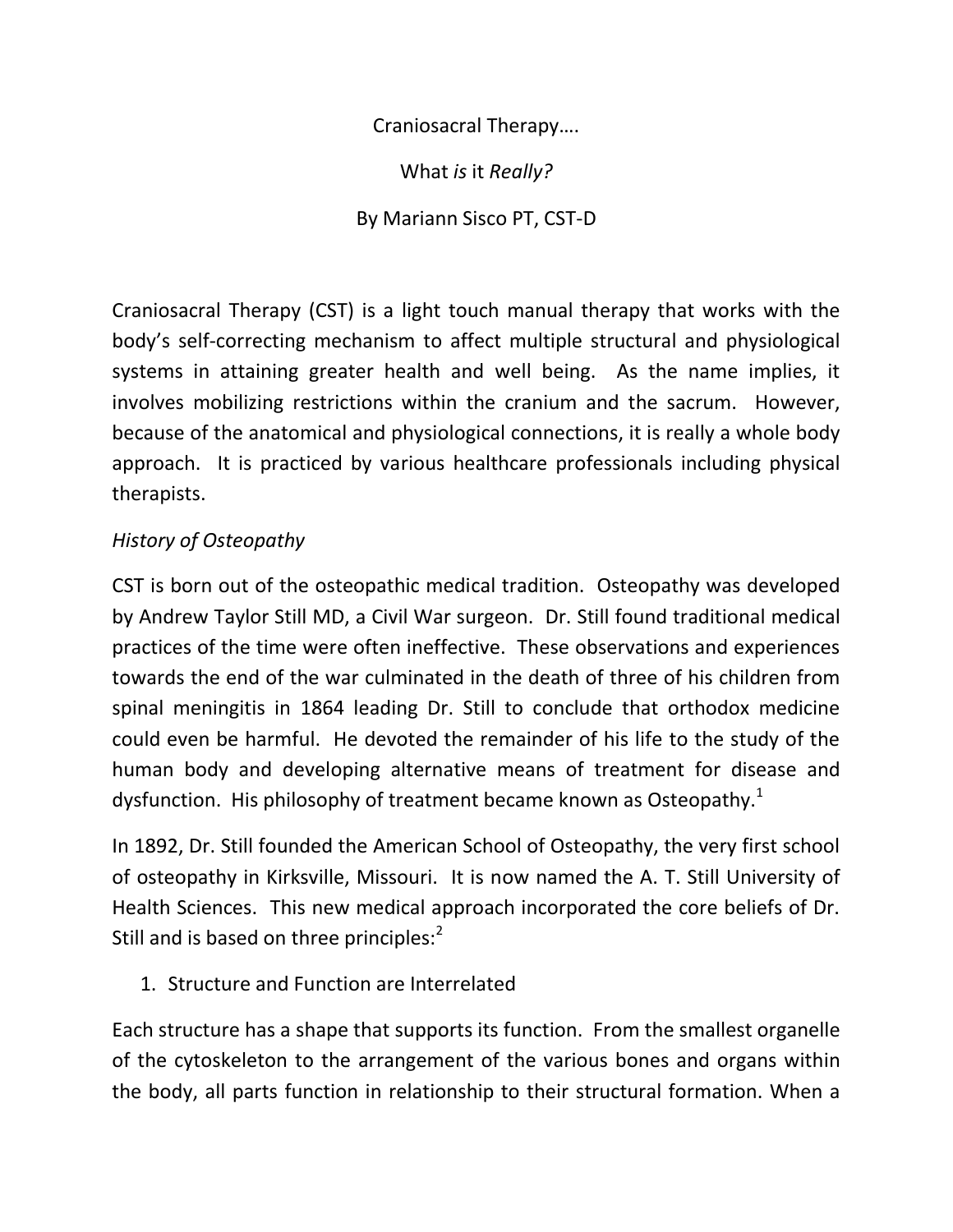# Craniosacral Therapy….

## What *is* it *Really?*

By Mariann Sisco PT, CST-D

Craniosacral Therapy (CST) is a light touch manual therapy that works with the body's self-correcting mechanism to affect multiple structural and physiological systems in attaining greater health and well being. As the name implies, it involves mobilizing restrictions within the cranium and the sacrum. However, because of the anatomical and physiological connections, it is really a whole body approach. It is practiced by various healthcare professionals including physical therapists.

### *History of Osteopathy*

CST is born out of the osteopathic medical tradition. Osteopathy was developed by Andrew Taylor Still MD, a Civil War surgeon. Dr. Still found traditional medical practices of the time were often ineffective. These observations and experiences towards the end of the war culminated in the death of three of his children from spinal meningitis in 1864 leading Dr. Still to conclude that orthodox medicine could even be harmful. He devoted the remainder of his life to the study of the human body and developing alternative means of treatment for disease and dysfunction. His philosophy of treatment became known as Osteopathy.[1]

In 1892, Dr. Still founded the American School of Osteopathy, the very first school of osteopathy in Kirksville, Missouri. It is now named the A. T. Still University of Health Sciences. This new medical approach incorporated the core beliefs of Dr. Still and is based on three principles:[2]

1. Structure and Function are Interrelated

Each structure has a shape that supports its function. From the smallest organelle of the cytoskeleton to the arrangement of the various bones and organs within the body, all parts function in relationship to their structural formation. When a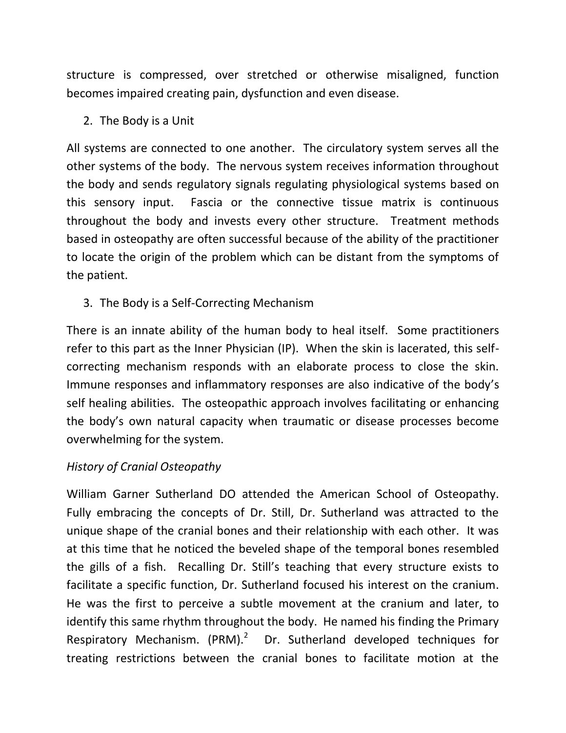structure is compressed, over stretched or otherwise misaligned, function becomes impaired creating pain, dysfunction and even disease.

2. The Body is a Unit

All systems are connected to one another. The circulatory system serves all the other systems of the body. The nervous system receives information throughout the body and sends regulatory signals regulating physiological systems based on this sensory input. Fascia or the connective tissue matrix is continuous throughout the body and invests every other structure. Treatment methods based in osteopathy are often successful because of the ability of the practitioner to locate the origin of the problem which can be distant from the symptoms of the patient.

3. The Body is a Self-Correcting Mechanism

There is an innate ability of the human body to heal itself. Some practitioners refer to this part as the Inner Physician (IP). When the skin is lacerated, this self-correcting mechanism responds with an elaborate process to close the skin. Immune responses and inflammatory responses are also indicative of the body's self healing abilities. The osteopathic approach involves facilitating or enhancing the body's own natural capacity when traumatic or disease processes become overwhelming for the system.

*History of Cranial Osteopathy*

William Garner Sutherland DO attended the American School of Osteopathy. Fully embracing the concepts of Dr. Still, Dr. Sutherland was attracted to the unique shape of the cranial bones and their relationship with each other. It was at this time that he noticed the beveled shape of the temporal bones resembled the gills of a fish. Recalling Dr. Still's teaching that every structure exists to facilitate a specific function, Dr. Sutherland focused his interest on the cranium. He was the first to perceive a subtle movement at the cranium and later, to identify this same rhythm throughout the body. He named his finding the Primary Respiratory Mechanism. (PRM).[2] Dr. Sutherland developed techniques for treating restrictions between the cranial bones to facilitate motion at the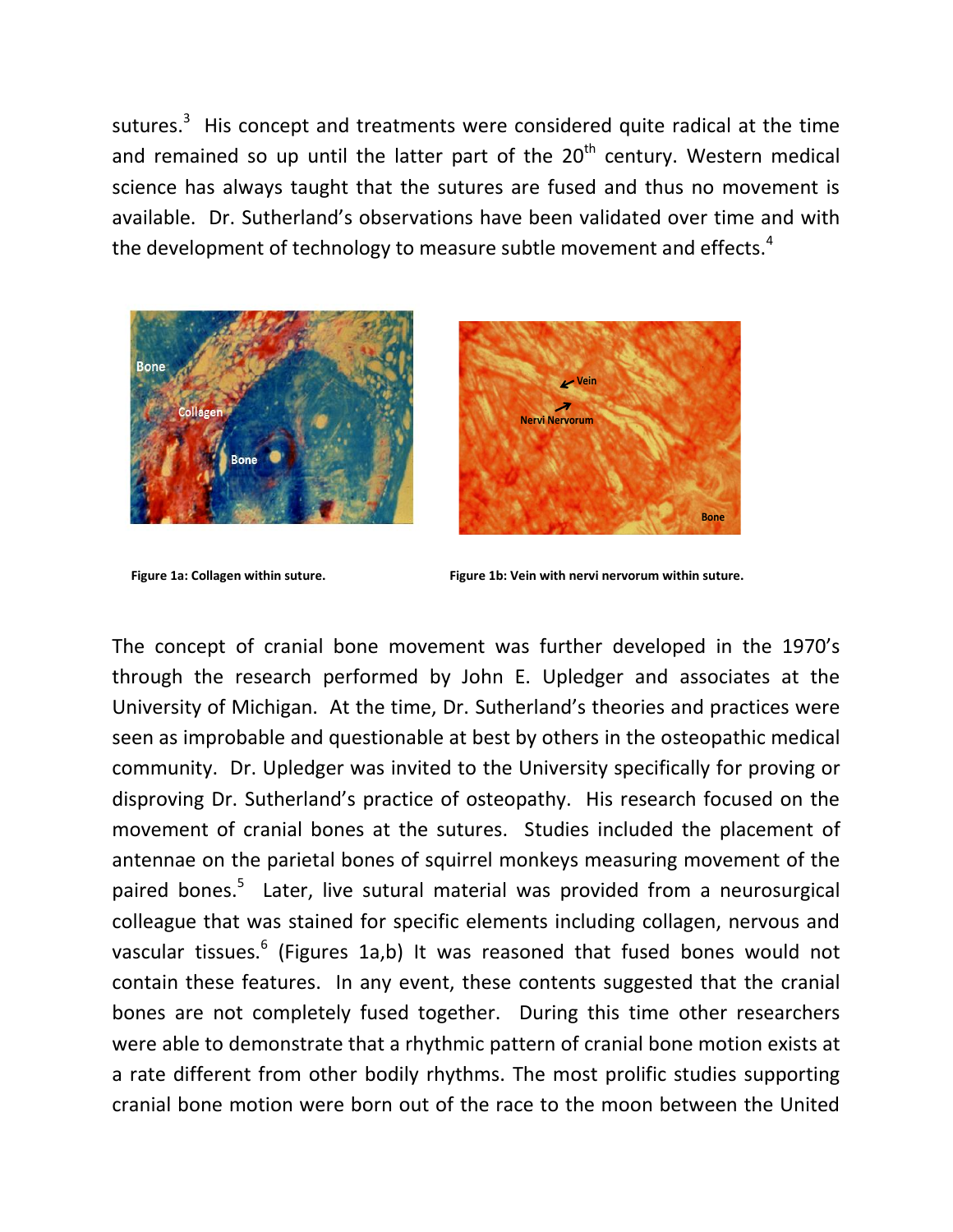sutures.[3] His concept and treatments were considered quite radical at the time and remained so up until the latter part of the 20th century. Western medical science has always taught that the sutures are fused and thus no movement is available. Dr. Sutherland's observations have been validated over time and with the development of technology to measure subtle movement and effects.[4]

Figure 1a: Collagen within suture.

Figure 1b: Vein with nervi nervorum within suture.

The concept of cranial bone movement was further developed in the 1970's through the research performed by John E. Upledger and associates at the University of Michigan. At the time, Dr. Sutherland's theories and practices were seen as improbable and questionable at best by others in the osteopathic medical community. Dr. Upledger was invited to the University specifically for proving or disproving Dr. Sutherland's practice of osteopathy. His research focused on the movement of cranial bones at the sutures. Studies included the placement of antennae on the parietal bones of squirrel monkeys measuring movement of the paired bones.[5] Later, live sutural material was provided from a neurosurgical colleague that was stained for specific elements including collagen, nervous and vascular tissues.[6] (Figures 1a,b) It was reasoned that fused bones would not contain these features. In any event, these contents suggested that the cranial bones are not completely fused together. During this time other researchers were able to demonstrate that a rhythmic pattern of cranial bone motion exists at a rate different from other bodily rhythms. The most prolific studies supporting cranial bone motion were born out of the race to the moon between the United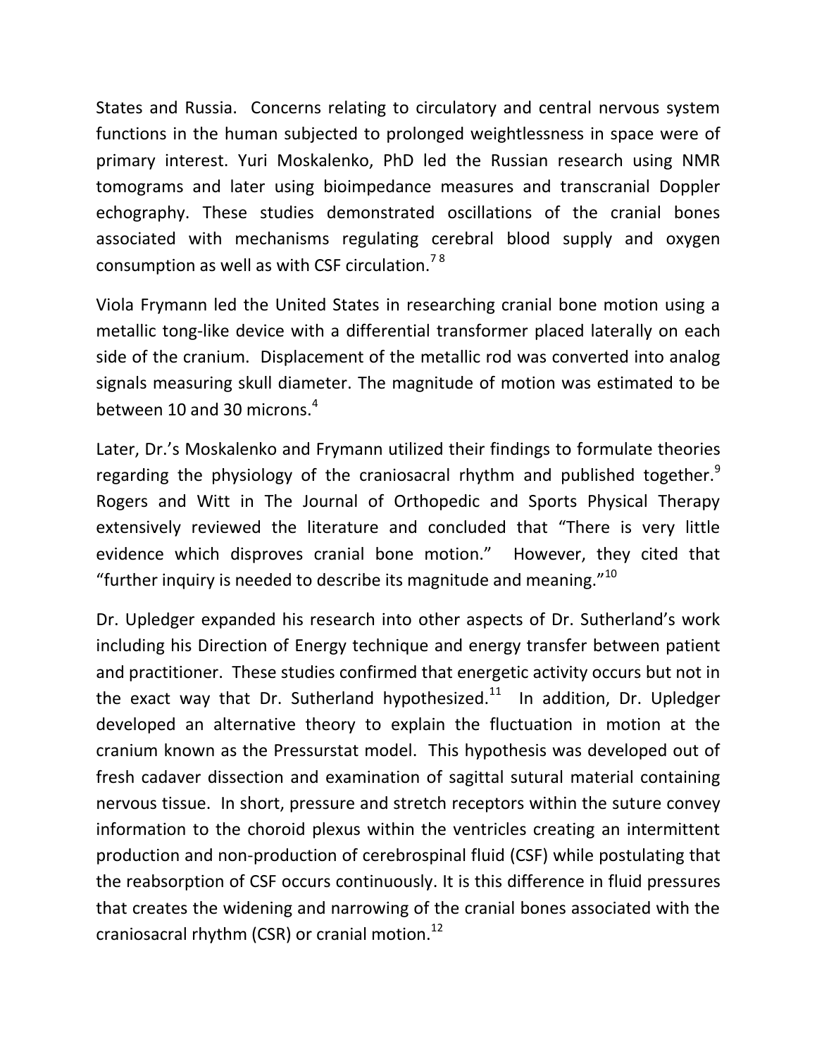States and Russia. Concerns relating to circulatory and central nervous system functions in the human subjected to prolonged weightlessness in space were of primary interest. Yuri Moskalenko, PhD led the Russian research using NMR tomograms and later using bioimpedance measures and transcranial Doppler echography. These studies demonstrated oscillations of the cranial bones associated with mechanisms regulating cerebral blood supply and oxygen consumption as well as with CSF circulation.[7 8]

Viola Frymann led the United States in researching cranial bone motion using a metallic tong-like device with a differential transformer placed laterally on each side of the cranium. Displacement of the metallic rod was converted into analog signals measuring skull diameter. The magnitude of motion was estimated to be between 10 and 30 microns.[4]

Later, Dr.'s Moskalenko and Frymann utilized their findings to formulate theories regarding the physiology of the craniosacral rhythm and published together.[9] Rogers and Witt in The Journal of Orthopedic and Sports Physical Therapy extensively reviewed the literature and concluded that "There is very little evidence which disproves cranial bone motion." However, they cited that "further inquiry is needed to describe its magnitude and meaning."[10]

Dr. Upledger expanded his research into other aspects of Dr. Sutherland's work including his Direction of Energy technique and energy transfer between patient and practitioner. These studies confirmed that energetic activity occurs but not in the exact way that Dr. Sutherland hypothesized.[11] In addition, Dr. Upledger developed an alternative theory to explain the fluctuation in motion at the cranium known as the Pressurstat model. This hypothesis was developed out of fresh cadaver dissection and examination of sagittal sutural material containing nervous tissue. In short, pressure and stretch receptors within the suture convey information to the choroid plexus within the ventricles creating an intermittent production and non-production of cerebrospinal fluid (CSF) while postulating that the reabsorption of CSF occurs continuously. It is this difference in fluid pressures that creates the widening and narrowing of the cranial bones associated with the craniosacral rhythm (CSR) or cranial motion.[12]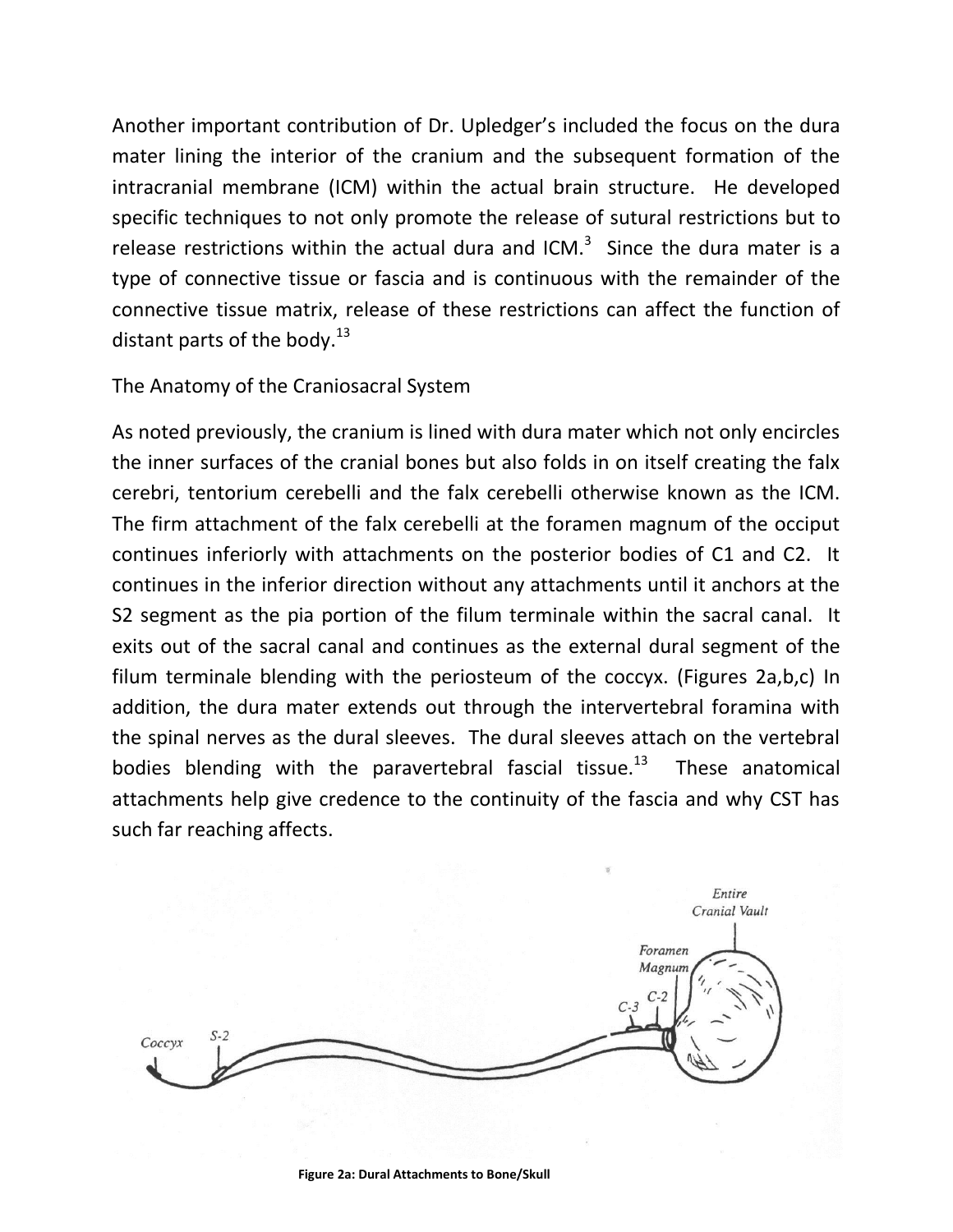Another important contribution of Dr. Upledger's included the focus on the dura mater lining the interior of the cranium and the subsequent formation of the intracranial membrane (ICM) within the actual brain structure. He developed specific techniques to not only promote the release of sutural restrictions but to release restrictions within the actual dura and ICM.[3] Since the dura mater is a type of connective tissue or fascia and is continuous with the remainder of the connective tissue matrix, release of these restrictions can affect the function of distant parts of the body.[13]

## The Anatomy of the Craniosacral System

As noted previously, the cranium is lined with dura mater which not only encircles the inner surfaces of the cranial bones but also folds in on itself creating the falx cerebri, tentorium cerebelli and the falx cerebelli otherwise known as the ICM. The firm attachment of the falx cerebelli at the foramen magnum of the occiput continues inferiorly with attachments on the posterior bodies of C1 and C2. It continues in the inferior direction without any attachments until it anchors at the S2 segment as the pia portion of the filum terminale within the sacral canal. It exits out of the sacral canal and continues as the external dural segment of the filum terminale blending with the periosteum of the coccyx. (Figures 2a,b,c) In addition, the dura mater extends out through the intervertebral foramina with the spinal nerves as the dural sleeves. The dural sleeves attach on the vertebral bodies blending with the paravertebral fascial tissue.[13] These anatomical attachments help give credence to the continuity of the fascia and why CST has such far reaching affects.

**Figure 2a: Dural Attachments to Bone/Skull**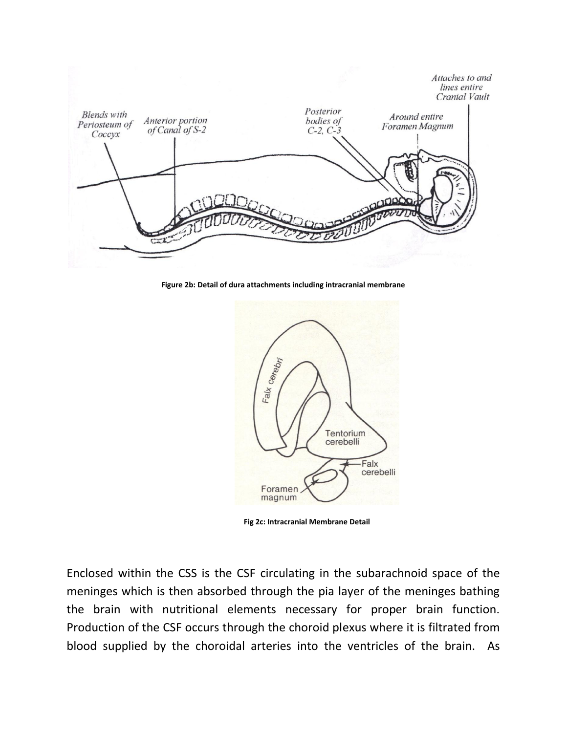Figure 2b: Detail of dura attachments including intracranial membrane

Fig 2c: Intracranial Membrane Detail

Enclosed within the CSS is the CSF circulating in the subarachnoid space of the meninges which is then absorbed through the pia layer of the meninges bathing the brain with nutritional elements necessary for proper brain function. Production of the CSF occurs through the choroid plexus where it is filtrated from blood supplied by the choroidal arteries into the ventricles of the brain. As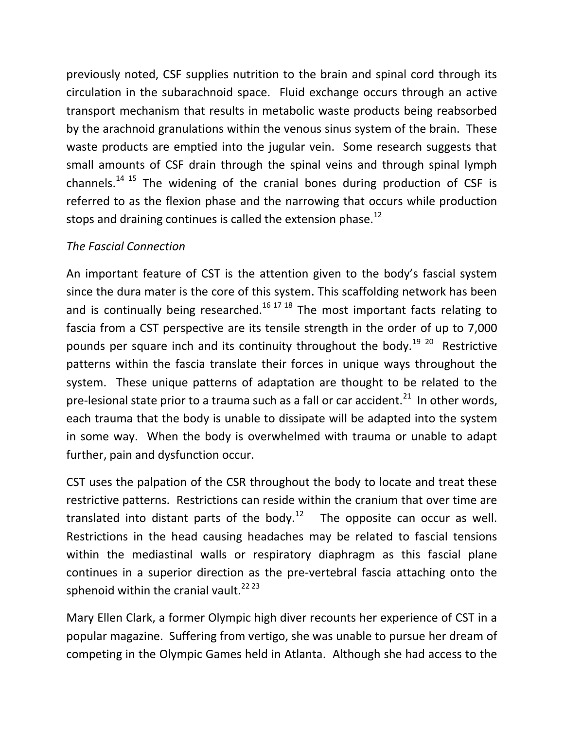previously noted, CSF supplies nutrition to the brain and spinal cord through its circulation in the subarachnoid space. Fluid exchange occurs through an active transport mechanism that results in metabolic waste products being reabsorbed by the arachnoid granulations within the venous sinus system of the brain. These waste products are emptied into the jugular vein. Some research suggests that small amounts of CSF drain through the spinal veins and through spinal lymph channels.[14 15] The widening of the cranial bones during production of CSF is referred to as the flexion phase and the narrowing that occurs while production stops and draining continues is called the extension phase.[12]

*The Fascial Connection*

An important feature of CST is the attention given to the body's fascial system since the dura mater is the core of this system. This scaffolding network has been and is continually being researched.[16 17 18] The most important facts relating to fascia from a CST perspective are its tensile strength in the order of up to 7,000 pounds per square inch and its continuity throughout the body.[19 20] Restrictive patterns within the fascia translate their forces in unique ways throughout the system. These unique patterns of adaptation are thought to be related to the pre-lesional state prior to a trauma such as a fall or car accident.[21] In other words, each trauma that the body is unable to dissipate will be adapted into the system in some way. When the body is overwhelmed with trauma or unable to adapt further, pain and dysfunction occur.

CST uses the palpation of the CSR throughout the body to locate and treat these restrictive patterns. Restrictions can reside within the cranium that over time are translated into distant parts of the body.[12] The opposite can occur as well. Restrictions in the head causing headaches may be related to fascial tensions within the mediastinal walls or respiratory diaphragm as this fascial plane continues in a superior direction as the pre-vertebral fascia attaching onto the sphenoid within the cranial vault.[22 23]

Mary Ellen Clark, a former Olympic high diver recounts her experience of CST in a popular magazine. Suffering from vertigo, she was unable to pursue her dream of competing in the Olympic Games held in Atlanta. Although she had access to the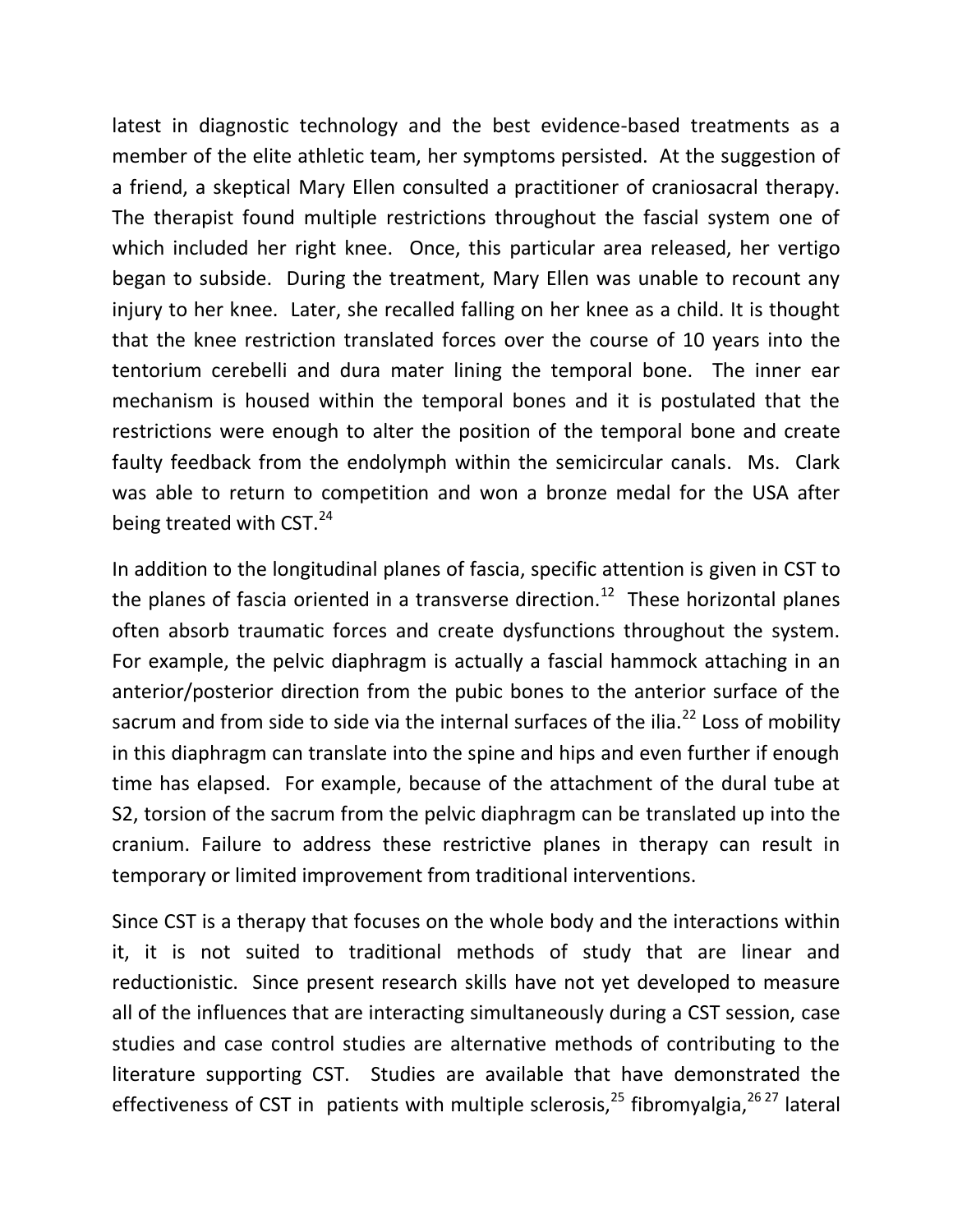latest in diagnostic technology and the best evidence-based treatments as a member of the elite athletic team, her symptoms persisted. At the suggestion of a friend, a skeptical Mary Ellen consulted a practitioner of craniosacral therapy. The therapist found multiple restrictions throughout the fascial system one of which included her right knee. Once, this particular area released, her vertigo began to subside. During the treatment, Mary Ellen was unable to recount any injury to her knee. Later, she recalled falling on her knee as a child. It is thought that the knee restriction translated forces over the course of 10 years into the tentorium cerebelli and dura mater lining the temporal bone. The inner ear mechanism is housed within the temporal bones and it is postulated that the restrictions were enough to alter the position of the temporal bone and create faulty feedback from the endolymph within the semicircular canals. Ms. Clark was able to return to competition and won a bronze medal for the USA after being treated with CST.[24]

In addition to the longitudinal planes of fascia, specific attention is given in CST to the planes of fascia oriented in a transverse direction.[12] These horizontal planes often absorb traumatic forces and create dysfunctions throughout the system. For example, the pelvic diaphragm is actually a fascial hammock attaching in an anterior/posterior direction from the pubic bones to the anterior surface of the sacrum and from side to side via the internal surfaces of the ilia.[22] Loss of mobility in this diaphragm can translate into the spine and hips and even further if enough time has elapsed. For example, because of the attachment of the dural tube at S2, torsion of the sacrum from the pelvic diaphragm can be translated up into the cranium. Failure to address these restrictive planes in therapy can result in temporary or limited improvement from traditional interventions.

Since CST is a therapy that focuses on the whole body and the interactions within it, it is not suited to traditional methods of study that are linear and reductionistic. Since present research skills have not yet developed to measure all of the influences that are interacting simultaneously during a CST session, case studies and case control studies are alternative methods of contributing to the literature supporting CST. Studies are available that have demonstrated the effectiveness of CST in patients with multiple sclerosis,[25] fibromyalgia,[26 27] lateral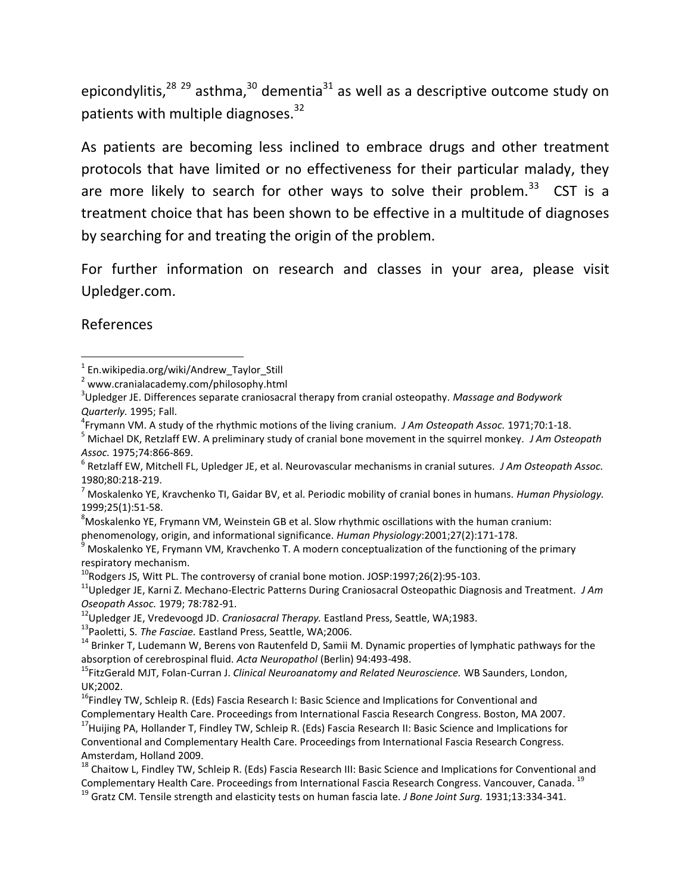epicondylitis,[28 29] asthma,[30] dementia[31] as well as a descriptive outcome study on patients with multiple diagnoses.[32]

As patients are becoming less inclined to embrace drugs and other treatment protocols that have limited or no effectiveness for their particular malady, they are more likely to search for other ways to solve their problem.[33] CST is a treatment choice that has been shown to be effective in a multitude of diagnoses by searching for and treating the origin of the problem.

For further information on research and classes in your area, please visit Upledger.com.

References

---

[1] En.wikipedia.org/wiki/Andrew_Taylor_Still

[2] www.cranialacademy.com/philosophy.html

[3] Upledger JE. Differences separate craniosacral therapy from cranial osteopathy. *Massage and Bodywork Quarterly.* 1995; Fall.

[4] Frymann VM. A study of the rhythmic motions of the living cranium. *J Am Osteopath Assoc.* 1971;70:1-18.

[5] Michael DK, Retzlaff EW. A preliminary study of cranial bone movement in the squirrel monkey. *J Am Osteopath Assoc.* 1975;74:866-869.

[6] Retzlaff EW, Mitchell FL, Upledger JE, et al. Neurovascular mechanisms in cranial sutures. *J Am Osteopath Assoc.* 1980;80:218-219.

[7] Moskalenko YE, Kravchenko TI, Gaidar BV, et al. Periodic mobility of cranial bones in humans. *Human Physiology.* 1999;25(1):51-58.

[8] Moskalenko YE, Frymann VM, Weinstein GB et al. Slow rhythmic oscillations with the human cranium: phenomenology, origin, and informational significance. *Human Physiology*:2001;27(2):171-178.

[9] Moskalenko YE, Frymann VM, Kravchenko T. A modern conceptualization of the functioning of the primary respiratory mechanism.

[10] Rodgers JS, Witt PL. The controversy of cranial bone motion. JOSP:1997;26(2):95-103.

[11] Upledger JE, Karni Z. Mechano-Electric Patterns During Craniosacral Osteopathic Diagnosis and Treatment. *J Am Oseopath Assoc.* 1979; 78:782-91.

[12] Upledger JE, Vredevoogd JD. *Craniosacral Therapy.* Eastland Press, Seattle, WA;1983.

[13] Paoletti, S. *The Fasciae.* Eastland Press, Seattle, WA;2006.

[14] Brinker T, Ludemann W, Berens von Rautenfeld D, Samii M. Dynamic properties of lymphatic pathways for the absorption of cerebrospinal fluid. *Acta Neuropathol* (Berlin) 94:493-498.

[15] FitzGerald MJT, Folan-Curran J. *Clinical Neuroanatomy and Related Neuroscience.* WB Saunders, London, UK;2002.

[16] Findley TW, Schleip R. (Eds) Fascia Research I: Basic Science and Implications for Conventional and Complementary Health Care. Proceedings from International Fascia Research Congress. Boston, MA 2007.

[17] Huijing PA, Hollander T, Findley TW, Schleip R. (Eds) Fascia Research II: Basic Science and Implications for Conventional and Complementary Health Care. Proceedings from International Fascia Research Congress. Amsterdam, Holland 2009.

[18] Chaitow L, Findley TW, Schleip R. (Eds) Fascia Research III: Basic Science and Implications for Conventional and Complementary Health Care. Proceedings from International Fascia Research Congress. Vancouver, Canada. [19]

[19] Gratz CM. Tensile strength and elasticity tests on human fascia late. *J Bone Joint Surg.* 1931;13:334-341.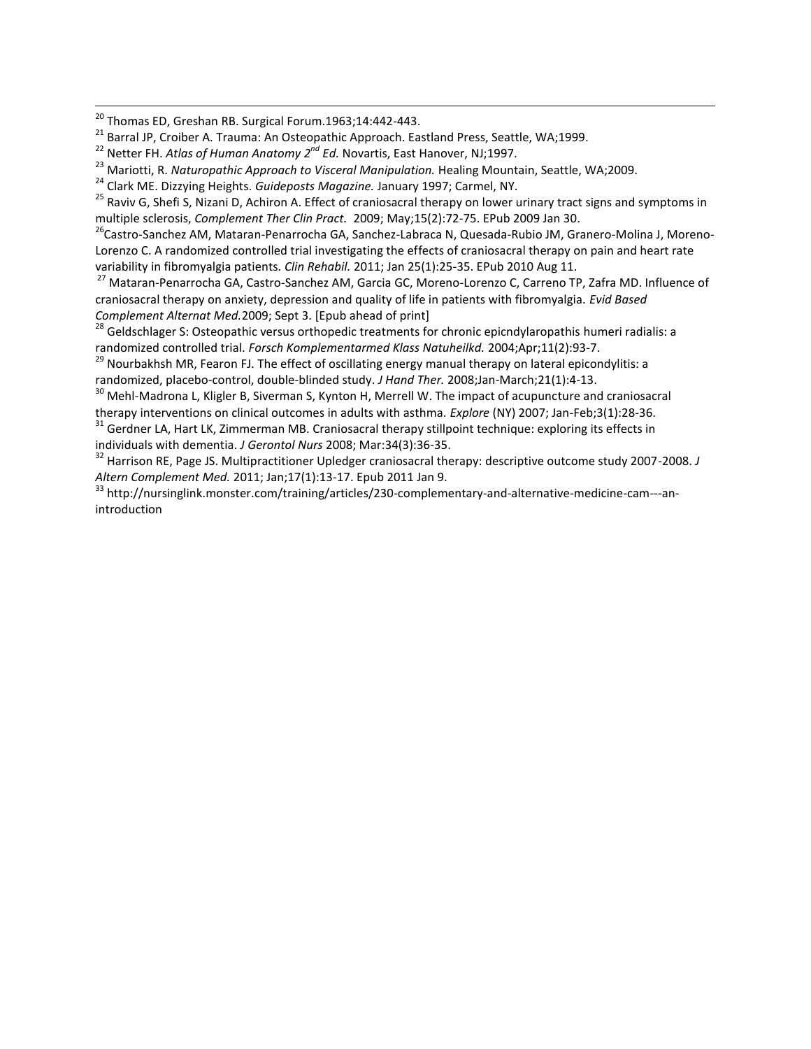[20] Thomas ED, Greshan RB. Surgical Forum.1963;14:442-443.

[21] Barral JP, Croiber A. Trauma: An Osteopathic Approach. Eastland Press, Seattle, WA;1999.

[22] Netter FH. *Atlas of Human Anatomy 2nd Ed.* Novartis, East Hanover, NJ;1997.

[23] Mariotti, R. *Naturopathic Approach to Visceral Manipulation.* Healing Mountain, Seattle, WA;2009.

[24] Clark ME. Dizzying Heights. *Guideposts Magazine.* January 1997; Carmel, NY.

[25] Raviv G, Shefi S, Nizani D, Achiron A. Effect of craniosacral therapy on lower urinary tract signs and symptoms in multiple sclerosis, *Complement Ther Clin Pract.* 2009; May;15(2):72-75. EPub 2009 Jan 30.

[26] Castro-Sanchez AM, Mataran-Penarrocha GA, Sanchez-Labraca N, Quesada-Rubio JM, Granero-Molina J, Moreno-Lorenzo C. A randomized controlled trial investigating the effects of craniosacral therapy on pain and heart rate variability in fibromyalgia patients. *Clin Rehabil.* 2011; Jan 25(1):25-35. EPub 2010 Aug 11.

[27] Mataran-Penarrocha GA, Castro-Sanchez AM, Garcia GC, Moreno-Lorenzo C, Carreno TP, Zafra MD. Influence of craniosacral therapy on anxiety, depression and quality of life in patients with fibromyalgia. *Evid Based Complement Alternat Med.*2009; Sept 3. [Epub ahead of print]

[28] Geldschlager S: Osteopathic versus orthopedic treatments for chronic epicndylaropathis humeri radialis: a randomized controlled trial. *Forsch Komplementarmed Klass Natuheilkd.* 2004;Apr;11(2):93-7.

[29] Nourbakhsh MR, Fearon FJ. The effect of oscillating energy manual therapy on lateral epicondylitis: a randomized, placebo-control, double-blinded study. *J Hand Ther.* 2008;Jan-March;21(1):4-13.

[30] Mehl-Madrona L, Kligler B, Siverman S, Kynton H, Merrell W. The impact of acupuncture and craniosacral therapy interventions on clinical outcomes in adults with asthma. *Explore* (NY) 2007; Jan-Feb;3(1):28-36.

[31] Gerdner LA, Hart LK, Zimmerman MB. Craniosacral therapy stillpoint technique: exploring its effects in individuals with dementia. *J Gerontol Nurs* 2008; Mar:34(3):36-35.

[32] Harrison RE, Page JS. Multipractitioner Upledger craniosacral therapy: descriptive outcome study 2007-2008. *J Altern Complement Med.* 2011; Jan;17(1):13-17. Epub 2011 Jan 9.

[33] http://nursinglink.monster.com/training/articles/230-complementary-and-alternative-medicine-cam---an-introduction